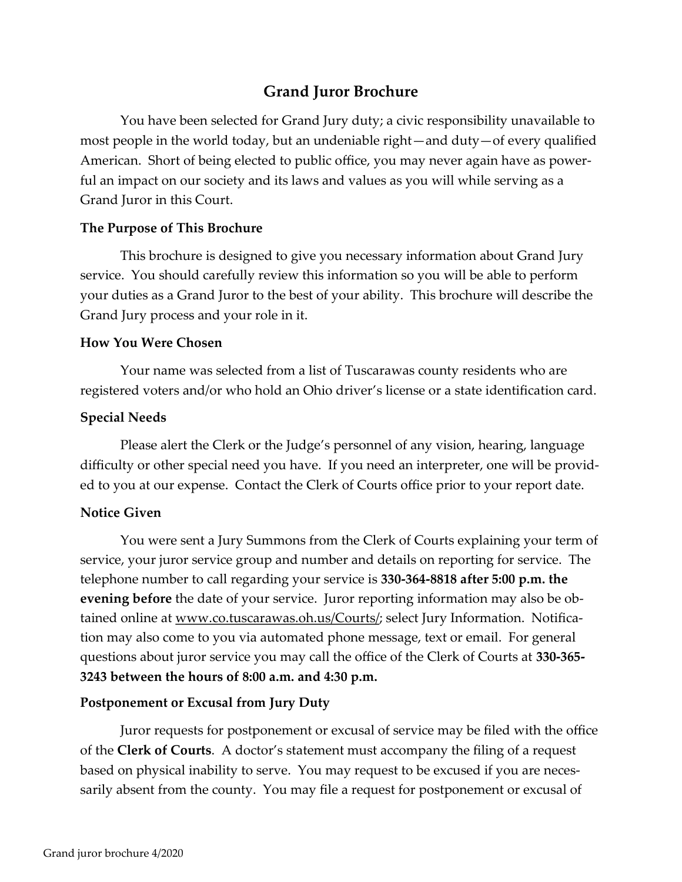# Grand Juror Brochure

You have been selected for Grand Jury duty; a civic responsibility unavailable to most people in the world today, but an undeniable right—and duty—of every qualified American. Short of being elected to public office, you may never again have as powerful an impact on our society and its laws and values as you will while serving as a Grand Juror in this Court.

**The Purpose of This Brochure**

This brochure is designed to give you necessary information about Grand Jury service. You should carefully review this information so you will be able to perform your duties as a Grand Juror to the best of your ability. This brochure will describe the Grand Jury process and your role in it.

**How You Were Chosen**

Your name was selected from a list of Tuscarawas county residents who are registered voters and/or who hold an Ohio driver's license or a state identification card.

**Special Needs**

Please alert the Clerk or the Judge's personnel of any vision, hearing, language difficulty or other special need you have. If you need an interpreter, one will be provided to you at our expense. Contact the Clerk of Courts office prior to your report date.

**Notice Given**

You were sent a Jury Summons from the Clerk of Courts explaining your term of service, your juror service group and number and details on reporting for service. The telephone number to call regarding your service is **330-364-8818 after 5:00 p.m. the evening before** the date of your service. Juror reporting information may also be obtained online at www.co.tuscarawas.oh.us/Courts/; select Jury Information. Notification may also come to you via automated phone message, text or email. For general questions about juror service you may call the office of the Clerk of Courts at **330-365-3243 between the hours of 8:00 a.m. and 4:30 p.m.**

**Postponement or Excusal from Jury Duty**

Juror requests for postponement or excusal of service may be filed with the office of the **Clerk of Courts**. A doctor's statement must accompany the filing of a request based on physical inability to serve. You may request to be excused if you are necessarily absent from the county. You may file a request for postponement or excusal of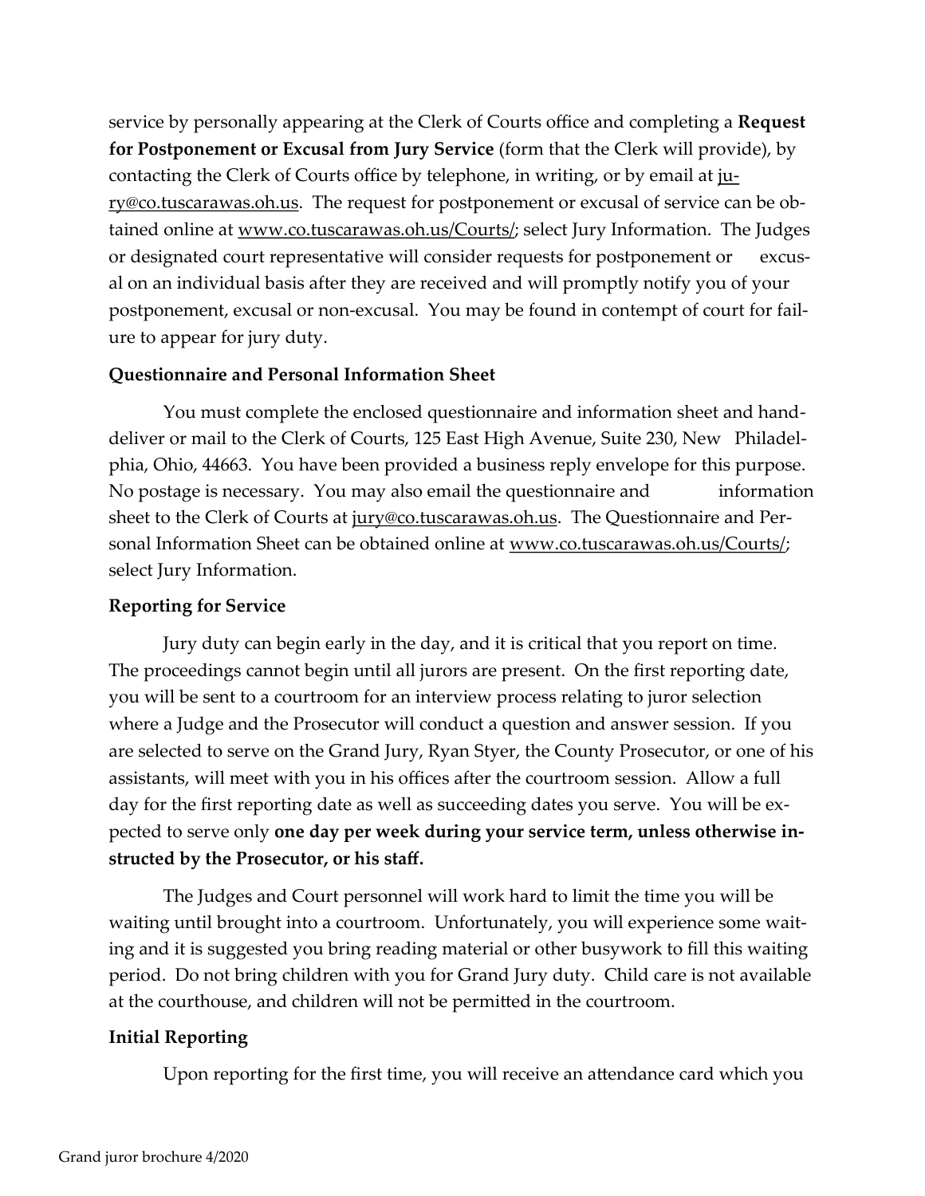service by personally appearing at the Clerk of Courts office and completing a **Request for Postponement or Excusal from Jury Service** (form that the Clerk will provide), by contacting the Clerk of Courts office by telephone, in writing, or by email at jury@co.tuscarawas.oh.us. The request for postponement or excusal of service can be obtained online at www.co.tuscarawas.oh.us/Courts/; select Jury Information. The Judges or designated court representative will consider requests for postponement or excusal on an individual basis after they are received and will promptly notify you of your postponement, excusal or non-excusal. You may be found in contempt of court for failure to appear for jury duty.

**Questionnaire and Personal Information Sheet**

You must complete the enclosed questionnaire and information sheet and hand-deliver or mail to the Clerk of Courts, 125 East High Avenue, Suite 230, New Philadelphia, Ohio, 44663. You have been provided a business reply envelope for this purpose. No postage is necessary. You may also email the questionnaire and information sheet to the Clerk of Courts at jury@co.tuscarawas.oh.us. The Questionnaire and Personal Information Sheet can be obtained online at www.co.tuscarawas.oh.us/Courts/; select Jury Information.

**Reporting for Service**

Jury duty can begin early in the day, and it is critical that you report on time. The proceedings cannot begin until all jurors are present. On the first reporting date, you will be sent to a courtroom for an interview process relating to juror selection where a Judge and the Prosecutor will conduct a question and answer session. If you are selected to serve on the Grand Jury, Ryan Styer, the County Prosecutor, or one of his assistants, will meet with you in his offices after the courtroom session. Allow a full day for the first reporting date as well as succeeding dates you serve. You will be expected to serve only **one day per week during your service term, unless otherwise instructed by the Prosecutor, or his staff.**

The Judges and Court personnel will work hard to limit the time you will be waiting until brought into a courtroom. Unfortunately, you will experience some waiting and it is suggested you bring reading material or other busywork to fill this waiting period. Do not bring children with you for Grand Jury duty. Child care is not available at the courthouse, and children will not be permitted in the courtroom.

**Initial Reporting**

Upon reporting for the first time, you will receive an attendance card which you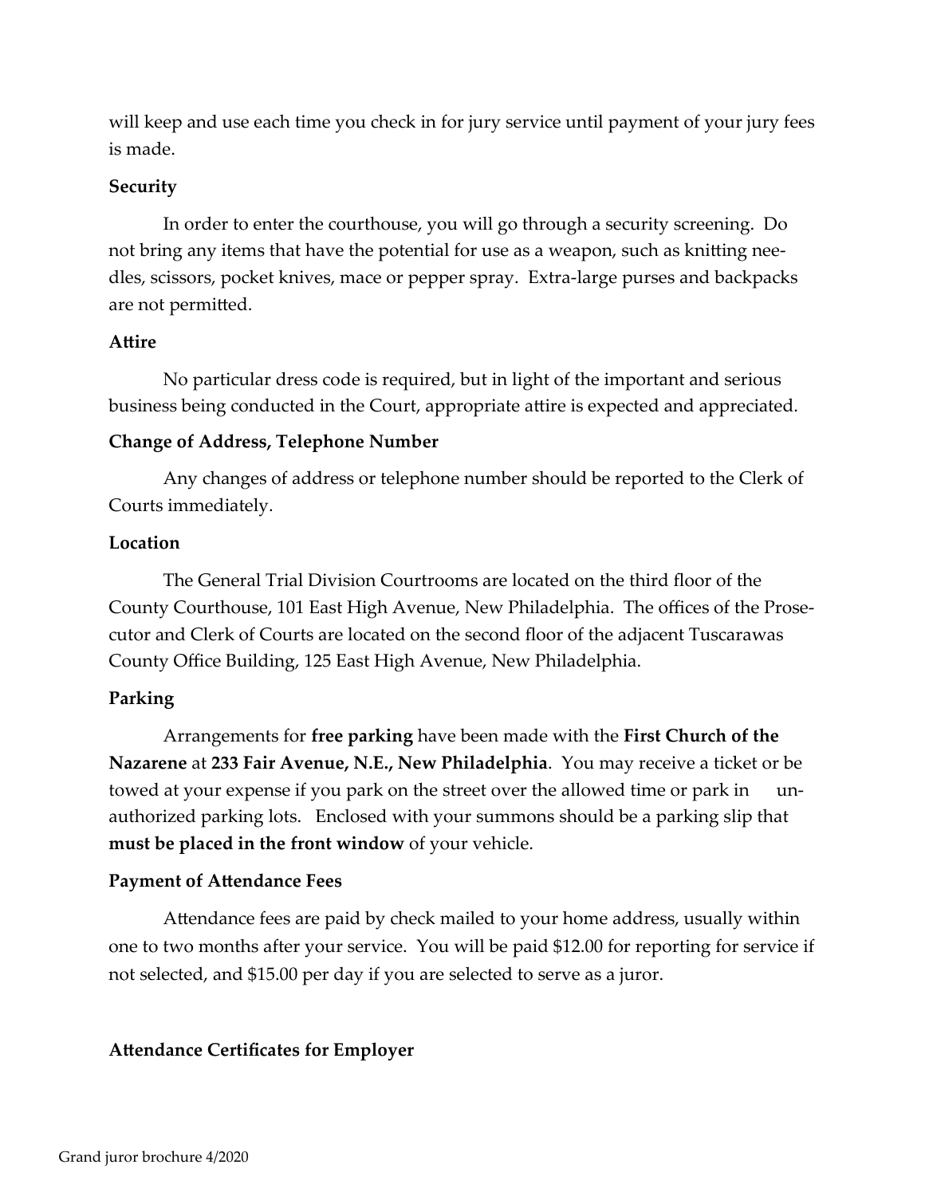will keep and use each time you check in for jury service until payment of your jury fees is made.

**Security**

In order to enter the courthouse, you will go through a security screening. Do not bring any items that have the potential for use as a weapon, such as knitting needles, scissors, pocket knives, mace or pepper spray. Extra-large purses and backpacks are not permitted.

**Attire**

No particular dress code is required, but in light of the important and serious business being conducted in the Court, appropriate attire is expected and appreciated.

**Change of Address, Telephone Number**

Any changes of address or telephone number should be reported to the Clerk of Courts immediately.

**Location**

The General Trial Division Courtrooms are located on the third floor of the County Courthouse, 101 East High Avenue, New Philadelphia. The offices of the Prosecutor and Clerk of Courts are located on the second floor of the adjacent Tuscarawas County Office Building, 125 East High Avenue, New Philadelphia.

**Parking**

Arrangements for **free parking** have been made with the **First Church of the Nazarene** at **233 Fair Avenue, N.E., New Philadelphia**. You may receive a ticket or be towed at your expense if you park on the street over the allowed time or park in unauthorized parking lots. Enclosed with your summons should be a parking slip that **must be placed in the front window** of your vehicle.

**Payment of Attendance Fees**

Attendance fees are paid by check mailed to your home address, usually within one to two months after your service. You will be paid $12.00 for reporting for service if not selected, and $15.00 per day if you are selected to serve as a juror.

**Attendance Certificates for Employer**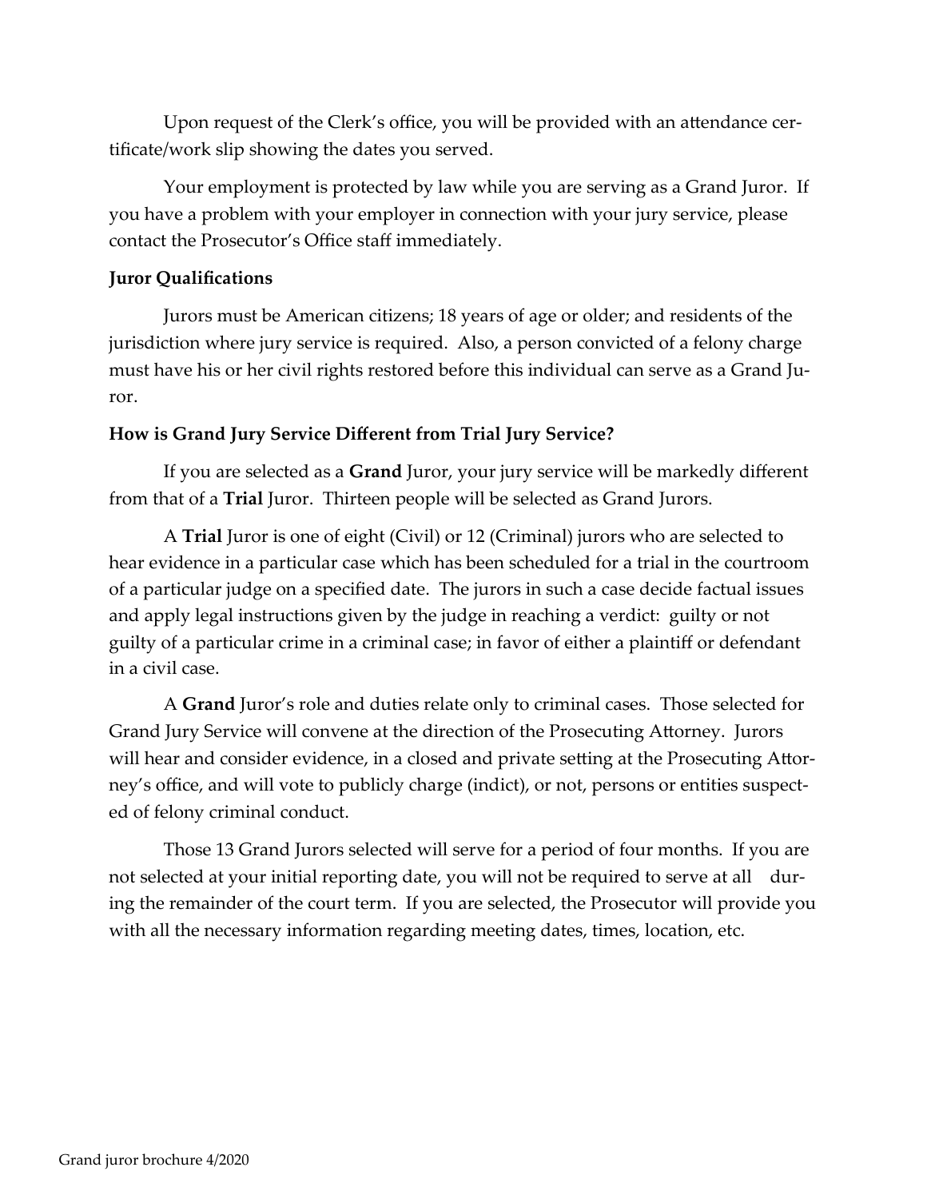Upon request of the Clerk's office, you will be provided with an attendance certificate/work slip showing the dates you served.

Your employment is protected by law while you are serving as a Grand Juror. If you have a problem with your employer in connection with your jury service, please contact the Prosecutor's Office staff immediately.

**Juror Qualifications**

Jurors must be American citizens; 18 years of age or older; and residents of the jurisdiction where jury service is required. Also, a person convicted of a felony charge must have his or her civil rights restored before this individual can serve as a Grand Juror.

**How is Grand Jury Service Different from Trial Jury Service?**

If you are selected as a **Grand** Juror, your jury service will be markedly different from that of a **Trial** Juror. Thirteen people will be selected as Grand Jurors.

A **Trial** Juror is one of eight (Civil) or 12 (Criminal) jurors who are selected to hear evidence in a particular case which has been scheduled for a trial in the courtroom of a particular judge on a specified date. The jurors in such a case decide factual issues and apply legal instructions given by the judge in reaching a verdict: guilty or not guilty of a particular crime in a criminal case; in favor of either a plaintiff or defendant in a civil case.

A **Grand** Juror's role and duties relate only to criminal cases. Those selected for Grand Jury Service will convene at the direction of the Prosecuting Attorney. Jurors will hear and consider evidence, in a closed and private setting at the Prosecuting Attorney's office, and will vote to publicly charge (indict), or not, persons or entities suspected of felony criminal conduct.

Those 13 Grand Jurors selected will serve for a period of four months. If you are not selected at your initial reporting date, you will not be required to serve at all during the remainder of the court term. If you are selected, the Prosecutor will provide you with all the necessary information regarding meeting dates, times, location, etc.

Grand juror brochure 4/2020